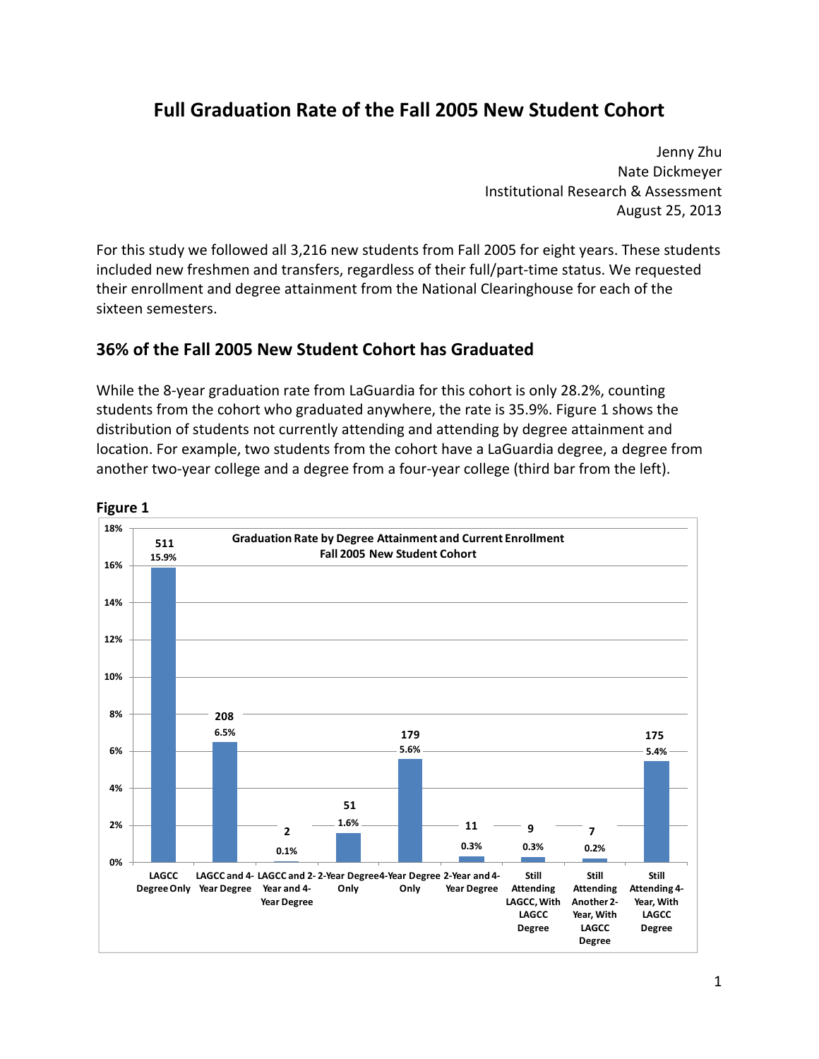# Full Graduation Rate of the Fall 2005 New Student Cohort

Jenny Zhu
Nate Dickmeyer
Institutional Research & Assessment
August 25, 2013

For this study we followed all 3,216 new students from Fall 2005 for eight years. These students included new freshmen and transfers, regardless of their full/part-time status. We requested their enrollment and degree attainment from the National Clearinghouse for each of the sixteen semesters.

## 36% of the Fall 2005 New Student Cohort has Graduated

While the 8-year graduation rate from LaGuardia for this cohort is only 28.2%, counting students from the cohort who graduated anywhere, the rate is 35.9%. Figure 1 shows the distribution of students not currently attending and attending by degree attainment and location. For example, two students from the cohort have a LaGuardia degree, a degree from another two-year college and a degree from a four-year college (third bar from the left).

**Figure 1**

**Graduation Rate by Degree Attainment and Current Enrollment**
**Fall 2005 New Student Cohort**

| Category | Count | Percent |
|---|---|---|
| LAGCC Degree Only | 511 | 15.9% |
| LAGCC and 4-Year Degree | 208 | 6.5% |
| LAGCC and 2-Year and 4-Year Degree | 2 | 0.1% |
| 2-Year Degree Only | 51 | 1.6% |
| 4-Year Degree Only | 179 | 5.6% |
| 2-Year and 4-Year Degree | 11 | 0.3% |
| Still Attending LAGCC, With LAGCC Degree | 9 | 0.3% |
| Still Attending Another 2-Year, With LAGCC Degree | 7 | 0.2% |
| Still Attending 4-Year, With LAGCC Degree | 175 | 5.4% |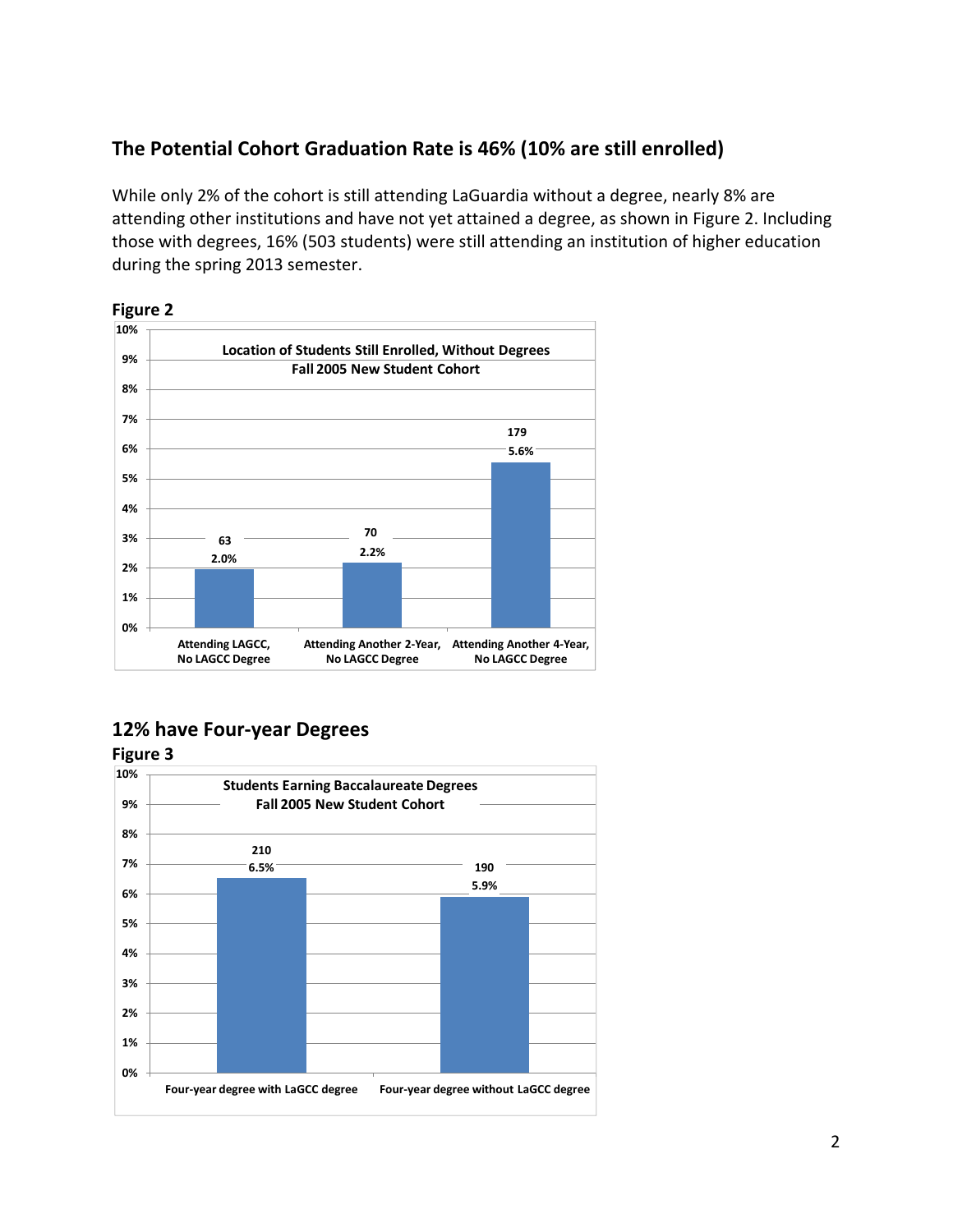## The Potential Cohort Graduation Rate is 46% (10% are still enrolled)

While only 2% of the cohort is still attending LaGuardia without a degree, nearly 8% are attending other institutions and have not yet attained a degree, as shown in Figure 2. Including those with degrees, 16% (503 students) were still attending an institution of higher education during the spring 2013 semester.

**Figure 2**

Location of Students Still Enrolled, Without Degrees
Fall 2005 New Student Cohort

| Category | Students | Percent |
|---|---|---|
| Attending LAGCC, No LAGCC Degree | 63 | 2.0% |
| Attending Another 2-Year, No LAGCC Degree | 70 | 2.2% |
| Attending Another 4-Year, No LAGCC Degree | 179 | 5.6% |

## 12% have Four-year Degrees

**Figure 3**

Students Earning Baccalaureate Degrees
Fall 2005 New Student Cohort

| Category | Students | Percent |
|---|---|---|
| Four-year degree with LaGCC degree | 210 | 6.5% |
| Four-year degree without LaGCC degree | 190 | 5.9% |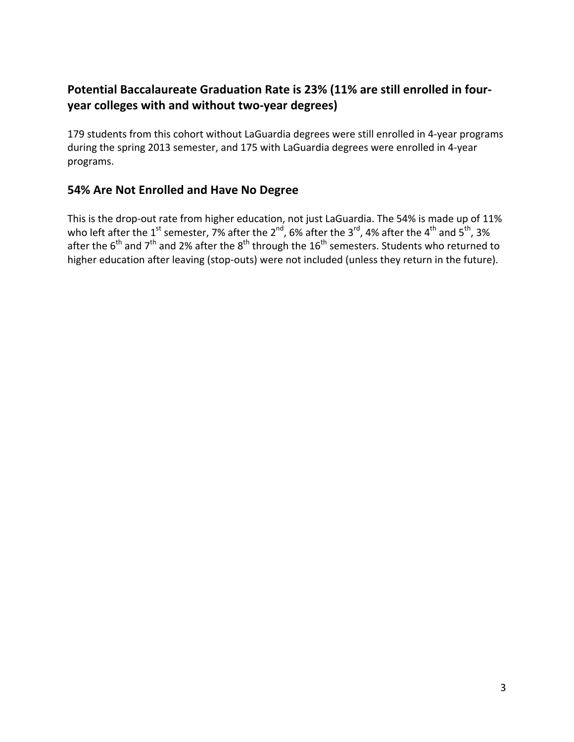## Potential Baccalaureate Graduation Rate is 23% (11% are still enrolled in four-year colleges with and without two-year degrees)

179 students from this cohort without LaGuardia degrees were still enrolled in 4-year programs during the spring 2013 semester, and 175 with LaGuardia degrees were enrolled in 4-year programs.

## 54% Are Not Enrolled and Have No Degree

This is the drop-out rate from higher education, not just LaGuardia. The 54% is made up of 11% who left after the 1st semester, 7% after the 2nd, 6% after the 3rd, 4% after the 4th and 5th, 3% after the 6th and 7th and 2% after the 8th through the 16th semesters. Students who returned to higher education after leaving (stop-outs) were not included (unless they return in the future).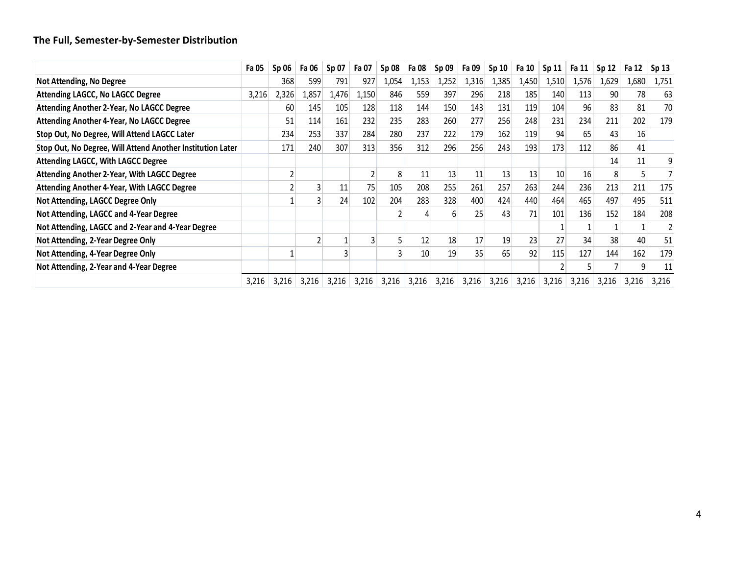### The Full, Semester-by-Semester Distribution

| | Fa 05 | Sp 06 | Fa 06 | Sp 07 | Fa 07 | Sp 08 | Fa 08 | Sp 09 | Fa 09 | Sp 10 | Fa 10 | Sp 11 | Fa 11 | Sp 12 | Fa 12 | Sp 13 |
|---|---|---|---|---|---|---|---|---|---|---|---|---|---|---|---|---|
| **Not Attending, No Degree** | | 368 | 599 | 791 | 927 | 1,054 | 1,153 | 1,252 | 1,316 | 1,385 | 1,450 | 1,510 | 1,576 | 1,629 | 1,680 | 1,751 |
| **Attending LAGCC, No LAGCC Degree** | 3,216 | 2,326 | 1,857 | 1,476 | 1,150 | 846 | 559 | 397 | 296 | 218 | 185 | 140 | 113 | 90 | 78 | 63 |
| **Attending Another 2-Year, No LAGCC Degree** | | 60 | 145 | 105 | 128 | 118 | 144 | 150 | 143 | 131 | 119 | 104 | 96 | 83 | 81 | 70 |
| **Attending Another 4-Year, No LAGCC Degree** | | 51 | 114 | 161 | 232 | 235 | 283 | 260 | 277 | 256 | 248 | 231 | 234 | 211 | 202 | 179 |
| **Stop Out, No Degree, Will Attend LAGCC Later** | | 234 | 253 | 337 | 284 | 280 | 237 | 222 | 179 | 162 | 119 | 94 | 65 | 43 | 16 | |
| **Stop Out, No Degree, Will Attend Another Institution Later** | | 171 | 240 | 307 | 313 | 356 | 312 | 296 | 256 | 243 | 193 | 173 | 112 | 86 | 41 | |
| **Attending LAGCC, With LAGCC Degree** | | | | | | | | | | | | | | 14 | 11 | 9 |
| **Attending Another 2-Year, With LAGCC Degree** | | 2 | | | 2 | 8 | 11 | 13 | 11 | 13 | 13 | 10 | 16 | 8 | 5 | 7 |
| **Attending Another 4-Year, With LAGCC Degree** | | 2 | 3 | 11 | 75 | 105 | 208 | 255 | 261 | 257 | 263 | 244 | 236 | 213 | 211 | 175 |
| **Not Attending, LAGCC Degree Only** | | 1 | 3 | 24 | 102 | 204 | 283 | 328 | 400 | 424 | 440 | 464 | 465 | 497 | 495 | 511 |
| **Not Attending, LAGCC and 4-Year Degree** | | | | | | 2 | 4 | 6 | 25 | 43 | 71 | 101 | 136 | 152 | 184 | 208 |
| **Not Attending, LAGCC and 2-Year and 4-Year Degree** | | | | | | | | | | | | 1 | 1 | 1 | 1 | 2 |
| **Not Attending, 2-Year Degree Only** | | | 2 | 1 | 3 | 5 | 12 | 18 | 17 | 19 | 23 | 27 | 34 | 38 | 40 | 51 |
| **Not Attending, 4-Year Degree Only** | | 1 | | 3 | | 3 | 10 | 19 | 35 | 65 | 92 | 115 | 127 | 144 | 162 | 179 |
| **Not Attending, 2-Year and 4-Year Degree** | | | | | | | | | | | | 2 | 5 | 7 | 9 | 11 |
| | 3,216 | 3,216 | 3,216 | 3,216 | 3,216 | 3,216 | 3,216 | 3,216 | 3,216 | 3,216 | 3,216 | 3,216 | 3,216 | 3,216 | 3,216 | 3,216 |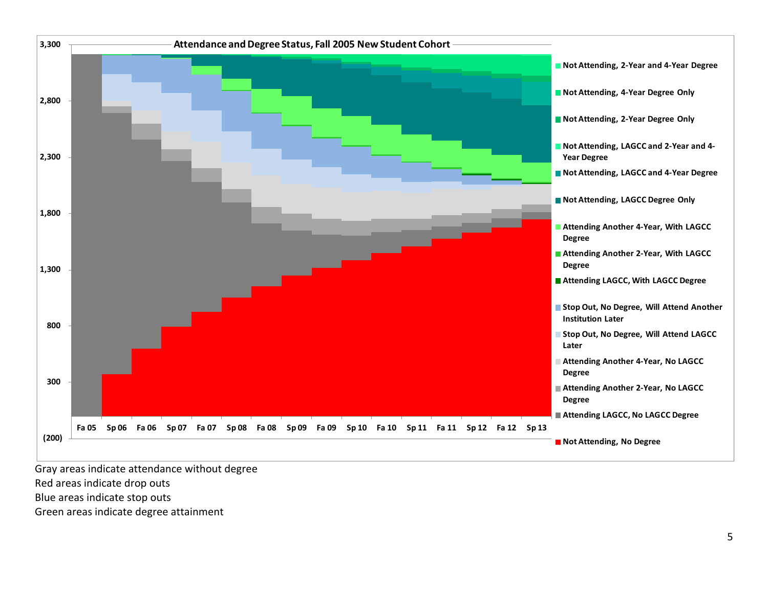Attendance and Degree Status, Fall 2005 New Student Cohort

3,300
2,800
2,300
1,800
1,300
800
300
(200)

Fa 05
Sp 06
Fa 06
Sp 07
Fa 07
Sp 08
Fa 08
Sp 09
Fa 09
Sp 10
Fa 10
Sp 11
Fa 11
Sp 12
Fa 12
Sp 13

Not Attending, 2-Year and 4-Year Degree
Not Attending, 4-Year Degree Only
Not Attending, 2-Year Degree Only
Not Attending, LAGCC and 2-Year and 4-Year Degree
Not Attending, LAGCC and 4-Year Degree
Not Attending, LAGCC Degree Only
Attending Another 4-Year, With LAGCC Degree
Attending Another 2-Year, With LAGCC Degree
Attending LAGCC, With LAGCC Degree
Stop Out, No Degree, Will Attend Another Institution Later
Stop Out, No Degree, Will Attend LAGCC Later
Attending Another 4-Year, No LAGCC Degree
Attending Another 2-Year, No LAGCC Degree
Attending LAGCC, No LAGCC Degree
Not Attending, No Degree

Gray areas indicate attendance without degree
Red areas indicate drop outs
Blue areas indicate stop outs
Green areas indicate degree attainment